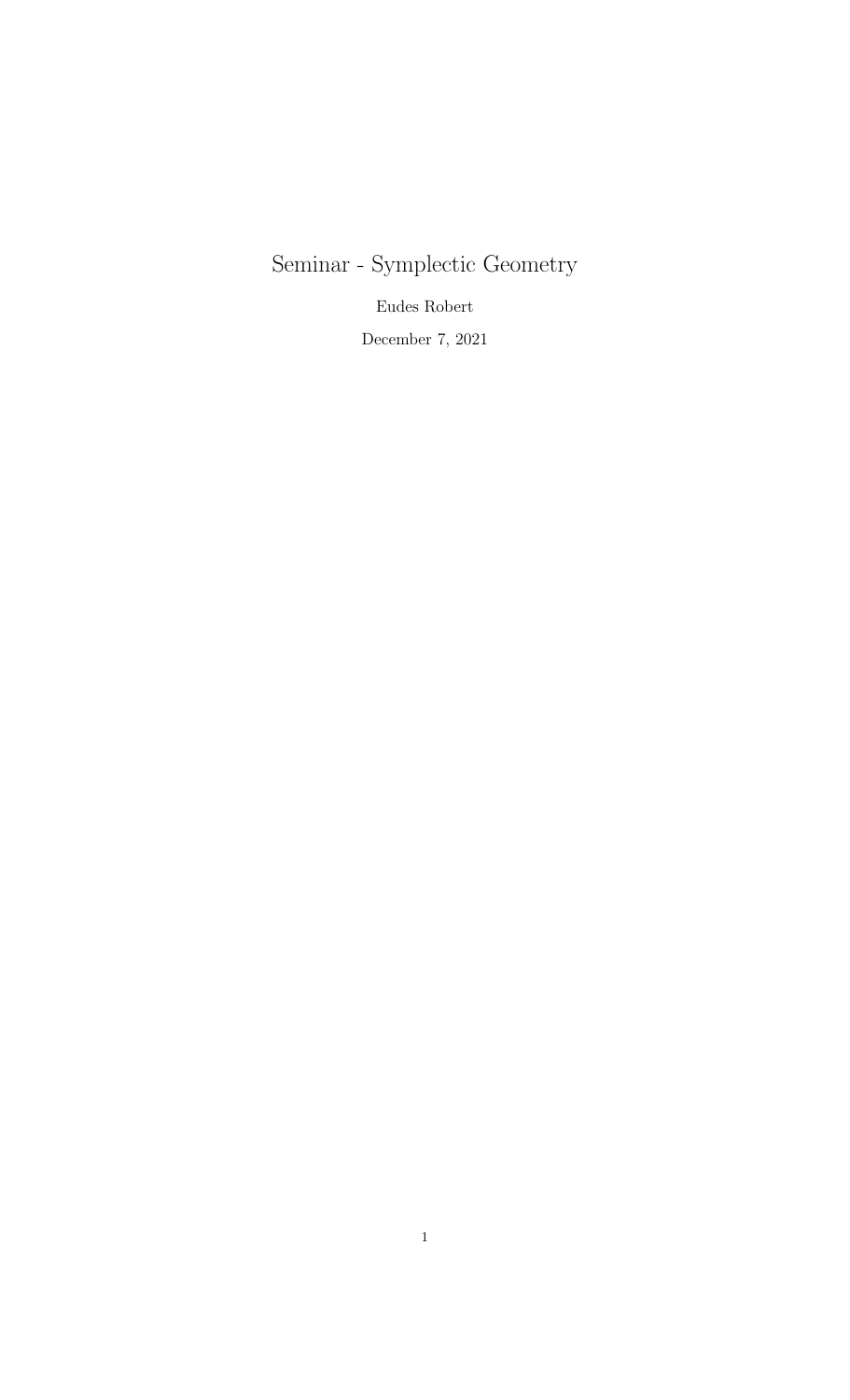# Seminar - Symplectic Geometry

Eudes Robert

December 7, 2021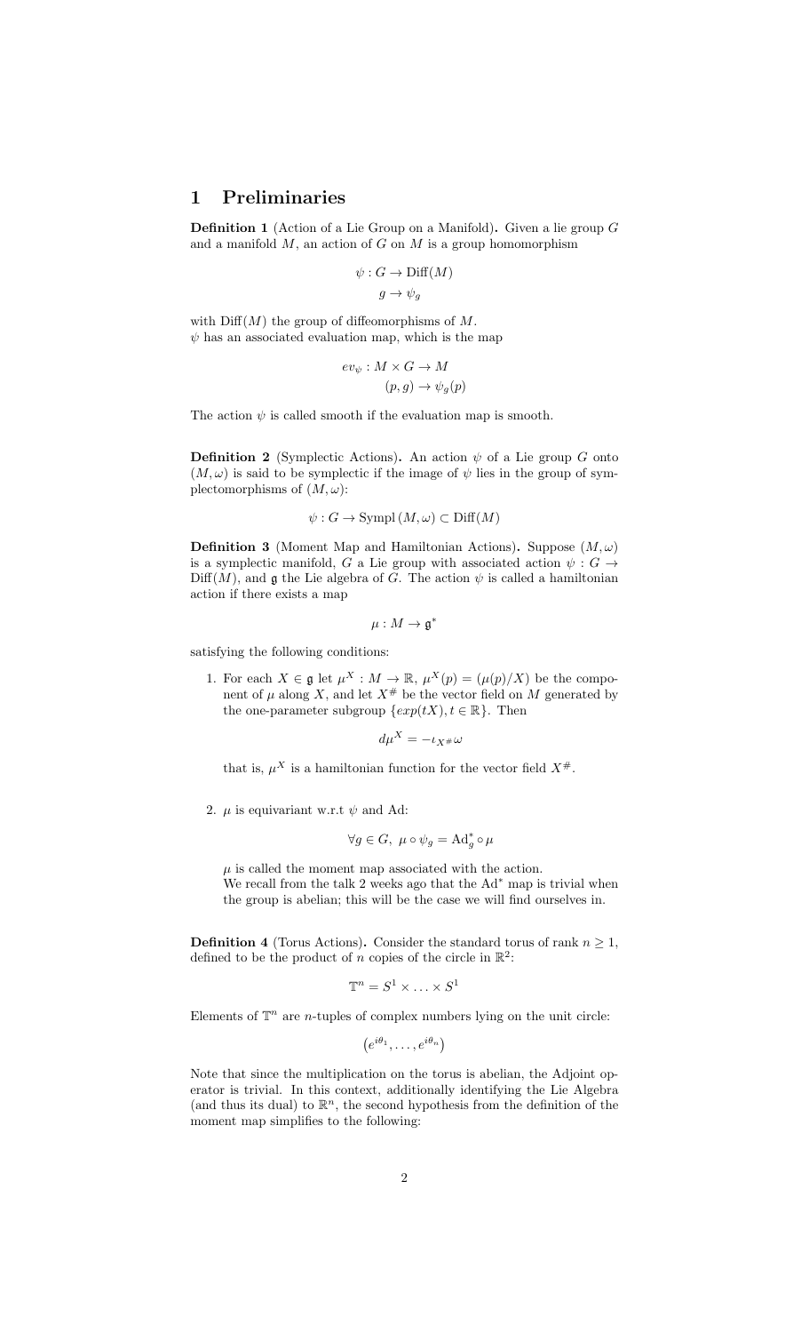# 1 Preliminaries

**Definition 1** (Action of a Lie Group on a Manifold)**.** Given a lie group $G$ and a manifold $M$, an action of $G$ on $M$ is a group homomorphism

$$\psi : G \to \mathrm{Diff}(M)$$
$$g \to \psi_g$$

with $\mathrm{Diff}(M)$ the group of diffeomorphisms of $M$.
$\psi$ has an associated evaluation map, which is the map

$$ev_\psi : M \times G \to M$$
$$(p, g) \to \psi_g(p)$$

The action $\psi$ is called smooth if the evaluation map is smooth.

**Definition 2** (Symplectic Actions)**.** An action $\psi$ of a Lie group $G$ onto $(M, \omega)$ is said to be symplectic if the image of $\psi$ lies in the group of symplectomorphisms of $(M, \omega)$:

$$\psi : G \to \mathrm{Sympl}\,(M, \omega) \subset \mathrm{Diff}(M)$$

**Definition 3** (Moment Map and Hamiltonian Actions)**.** Suppose $(M, \omega)$ is a symplectic manifold, $G$ a Lie group with associated action $\psi : G \to \mathrm{Diff}(M)$, and $\mathfrak{g}$ the Lie algebra of $G$. The action $\psi$ is called a hamiltonian action if there exists a map

$$\mu : M \to \mathfrak{g}^*$$

satisfying the following conditions:

1. For each $X \in \mathfrak{g}$ let $\mu^X : M \to \mathbb{R}$, $\mu^X(p) = (\mu(p)/X)$ be the component of $\mu$ along $X$, and let $X^\#$ be the vector field on $M$ generated by the one-parameter subgroup $\{exp(tX), t \in \mathbb{R}\}$. Then

   $$d\mu^X = -\iota_{X^\#}\omega$$

   that is, $\mu^X$ is a hamiltonian function for the vector field $X^\#$.

2. $\mu$ is equivariant w.r.t $\psi$ and Ad:

   $$\forall g \in G,\ \mu \circ \psi_g = \mathrm{Ad}_g^* \circ \mu$$

   $\mu$ is called the moment map associated with the action.
   We recall from the talk 2 weeks ago that the $\mathrm{Ad}^*$ map is trivial when the group is abelian; this will be the case we will find ourselves in.

**Definition 4** (Torus Actions)**.** Consider the standard torus of rank $n \geq 1$, defined to be the product of $n$ copies of the circle in $\mathbb{R}^2$:

$$\mathbb{T}^n = S^1 \times \ldots \times S^1$$

Elements of $\mathbb{T}^n$ are $n$-tuples of complex numbers lying on the unit circle:

$$\left(e^{i\theta_1}, \ldots, e^{i\theta_n}\right)$$

Note that since the multiplication on the torus is abelian, the Adjoint operator is trivial. In this context, additionally identifying the Lie Algebra (and thus its dual) to $\mathbb{R}^n$, the second hypothesis from the definition of the moment map simplifies to the following: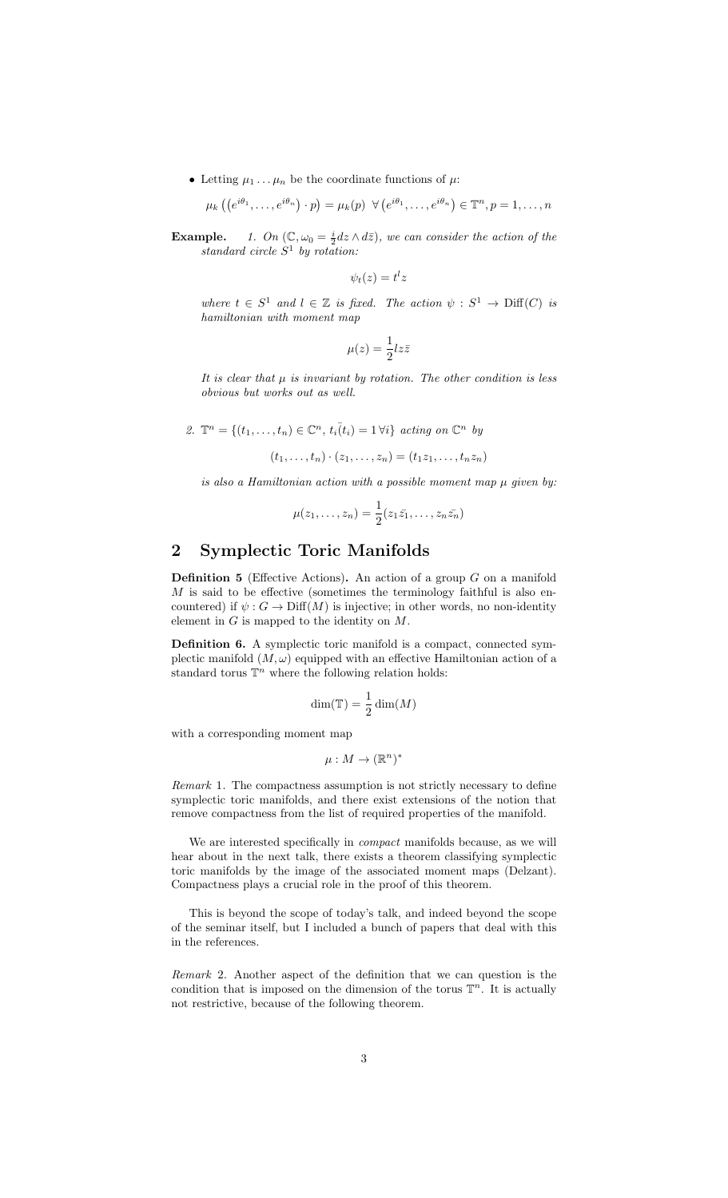- Letting $\mu_1 \dots \mu_n$ be the coordinate functions of $\mu$:

$$\mu_k\left(\left(e^{i\theta_1}, \dots, e^{i\theta_n}\right) \cdot p\right) = \mu_k(p) \;\; \forall \left(e^{i\theta_1}, \dots, e^{i\theta_n}\right) \in \mathbb{T}^n, p = 1, \dots, n$$

**Example.** *1. On $(\mathbb{C}, \omega_0 = \frac{i}{2} dz \wedge d\bar{z})$, we can consider the action of the standard circle $S^1$ by rotation:*

$$\psi_t(z) = t^l z$$

*where $t \in S^1$ and $l \in \mathbb{Z}$ is fixed. The action $\psi : S^1 \to \text{Diff}(C)$ is hamiltonian with moment map*

$$\mu(z) = \frac{1}{2} l z\bar{z}$$

*It is clear that $\mu$ is invariant by rotation. The other condition is less obvious but works out as well.*

*2. $\mathbb{T}^n = \{(t_1, \dots, t_n) \in \mathbb{C}^n, t_i \bar{(t_i)} = 1 \, \forall i\}$ acting on $\mathbb{C}^n$ by*

$$(t_1, \dots, t_n) \cdot (z_1, \dots, z_n) = (t_1 z_1, \dots, t_n z_n)$$

*is also a Hamiltonian action with a possible moment map $\mu$ given by:*

$$\mu(z_1, \dots, z_n) = \frac{1}{2}(z_1 \bar{z_1}, \dots, z_n \bar{z_n})$$

## 2 Symplectic Toric Manifolds

**Definition 5** (Effective Actions)**.** An action of a group $G$ on a manifold $M$ is said to be effective (sometimes the terminology faithful is also encountered) if $\psi : G \to \text{Diff}(M)$ is injective; in other words, no non-identity element in $G$ is mapped to the identity on $M$.

**Definition 6.** A symplectic toric manifold is a compact, connected symplectic manifold $(M, \omega)$ equipped with an effective Hamiltonian action of a standard torus $\mathbb{T}^n$ where the following relation holds:

$$\dim(\mathbb{T}) = \frac{1}{2} \dim(M)$$

with a corresponding moment map

$$\mu : M \to (\mathbb{R}^n)^*$$

*Remark* 1. The compactness assumption is not strictly necessary to define symplectic toric manifolds, and there exist extensions of the notion that remove compactness from the list of required properties of the manifold.

We are interested specifically in *compact* manifolds because, as we will hear about in the next talk, there exists a theorem classifying symplectic toric manifolds by the image of the associated moment maps (Delzant). Compactness plays a crucial role in the proof of this theorem.

This is beyond the scope of today's talk, and indeed beyond the scope of the seminar itself, but I included a bunch of papers that deal with this in the references.

*Remark* 2. Another aspect of the definition that we can question is the condition that is imposed on the dimension of the torus $\mathbb{T}^n$. It is actually not restrictive, because of the following theorem.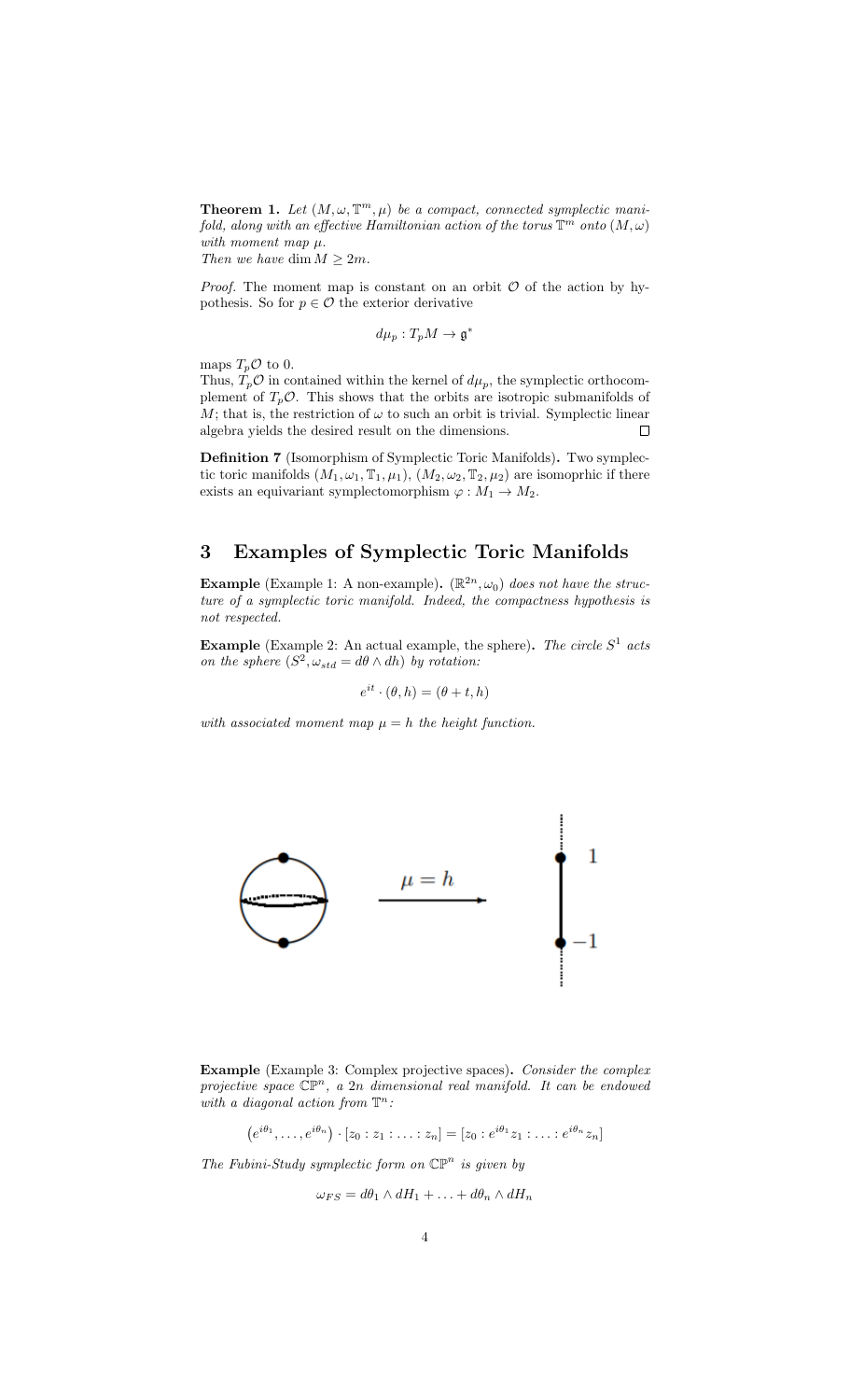**Theorem 1.** *Let $(M, \omega, \mathbb{T}^m, \mu)$ be a compact, connected symplectic manifold, along with an effective Hamiltonian action of the torus $\mathbb{T}^m$ onto $(M, \omega)$ with moment map $\mu$.*
*Then we have $\dim M \geq 2m$.*

*Proof.* The moment map is constant on an orbit $\mathcal{O}$ of the action by hypothesis. So for $p \in \mathcal{O}$ the exterior derivative

$$d\mu_p : T_pM \to \mathfrak{g}^*$$

maps $T_p\mathcal{O}$ to 0.
Thus, $T_p\mathcal{O}$ in contained within the kernel of $d\mu_p$, the symplectic orthocomplement of $T_p\mathcal{O}$. This shows that the orbits are isotropic submanifolds of $M$; that is, the restriction of $\omega$ to such an orbit is trivial. Symplectic linear algebra yields the desired result on the dimensions. ◻

**Definition 7** (Isomorphism of Symplectic Toric Manifolds)**.** Two symplectic toric manifolds $(M_1, \omega_1, \mathbb{T}_1, \mu_1)$, $(M_2, \omega_2, \mathbb{T}_2, \mu_2)$ are isomoprhic if there exists an equivariant symplectomorphism $\varphi : M_1 \to M_2$.

# 3 Examples of Symplectic Toric Manifolds

**Example** (Example 1: A non-example)**.** *$(\mathbb{R}^{2n}, \omega_0)$ does not have the structure of a symplectic toric manifold. Indeed, the compactness hypothesis is not respected.*

**Example** (Example 2: An actual example, the sphere)**.** *The circle $S^1$ acts on the sphere $(S^2, \omega_{std} = d\theta \wedge dh)$ by rotation:*

$$e^{it} \cdot (\theta, h) = (\theta + t, h)$$

*with associated moment map $\mu = h$ the height function.*

**Example** (Example 3: Complex projective spaces)**.** *Consider the complex projective space $\mathbb{CP}^n$, a $2n$ dimensional real manifold. It can be endowed with a diagonal action from $\mathbb{T}^n$:*

$$\left(e^{i\theta_1}, \ldots, e^{i\theta_n}\right) \cdot [z_0 : z_1 : \ldots : z_n] = [z_0 : e^{i\theta_1} z_1 : \ldots : e^{i\theta_n} z_n]$$

*The Fubini-Study symplectic form on $\mathbb{CP}^n$ is given by*

$$\omega_{FS} = d\theta_1 \wedge dH_1 + \ldots + d\theta_n \wedge dH_n$$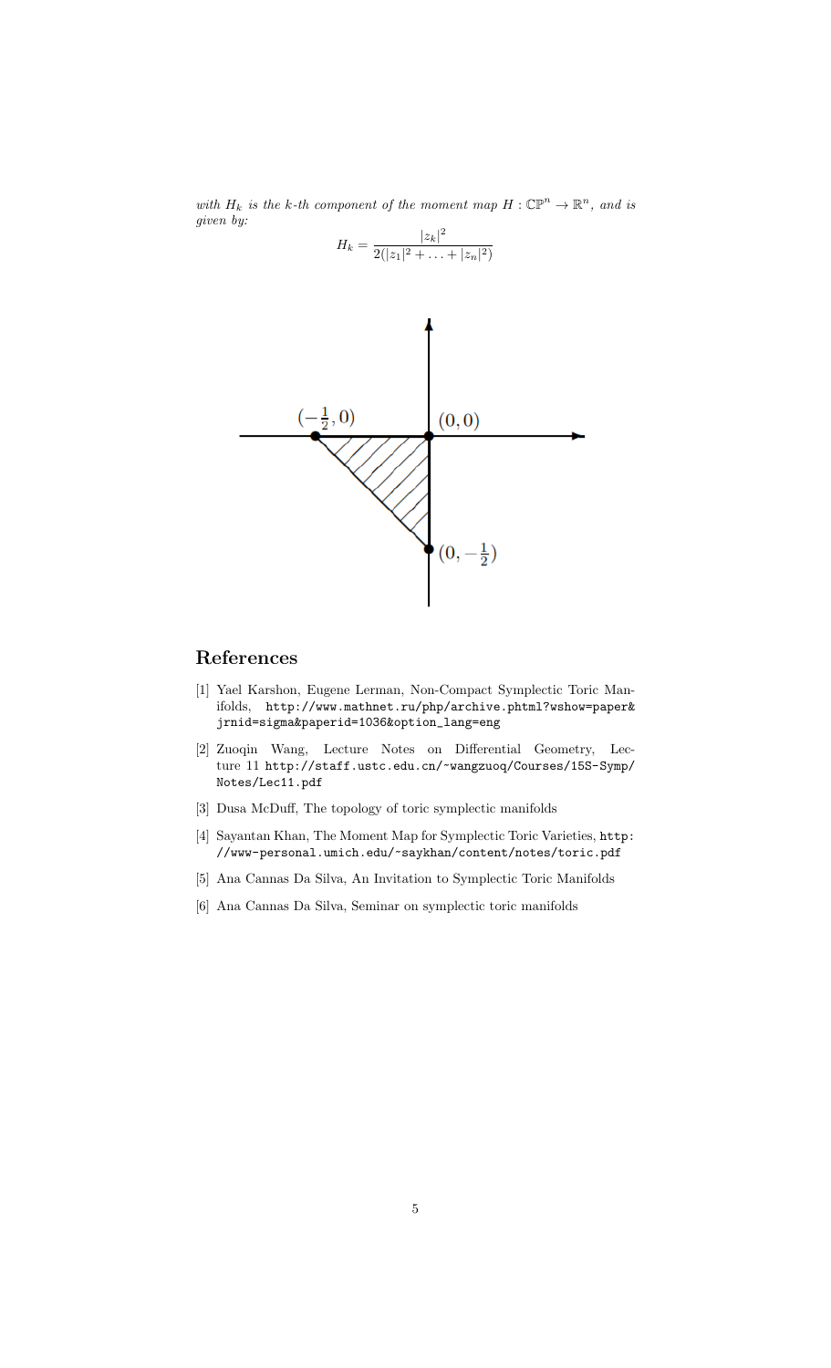*with $H_k$ is the k-th component of the moment map $H : \mathbb{CP}^n \to \mathbb{R}^n$, and is given by:*

$$H_k = \frac{|z_k|^2}{2(|z_1|^2 + \ldots + |z_n|^2)}$$

$(-\frac{1}{2}, 0)$

$(0, 0)$

$(0, -\frac{1}{2})$

## References

[1] Yael Karshon, Eugene Lerman, Non-Compact Symplectic Toric Manifolds, http://www.mathnet.ru/php/archive.phtml?wshow=paper&jrnid=sigma&paperid=1036&option_lang=eng

[2] Zuoqin Wang, Lecture Notes on Differential Geometry, Lecture 11 http://staff.ustc.edu.cn/~wangzuoq/Courses/15S-Symp/Notes/Lec11.pdf

[3] Dusa McDuff, The topology of toric symplectic manifolds

[4] Sayantan Khan, The Moment Map for Symplectic Toric Varieties, http://www-personal.umich.edu/~saykhan/content/notes/toric.pdf

[5] Ana Cannas Da Silva, An Invitation to Symplectic Toric Manifolds

[6] Ana Cannas Da Silva, Seminar on symplectic toric manifolds